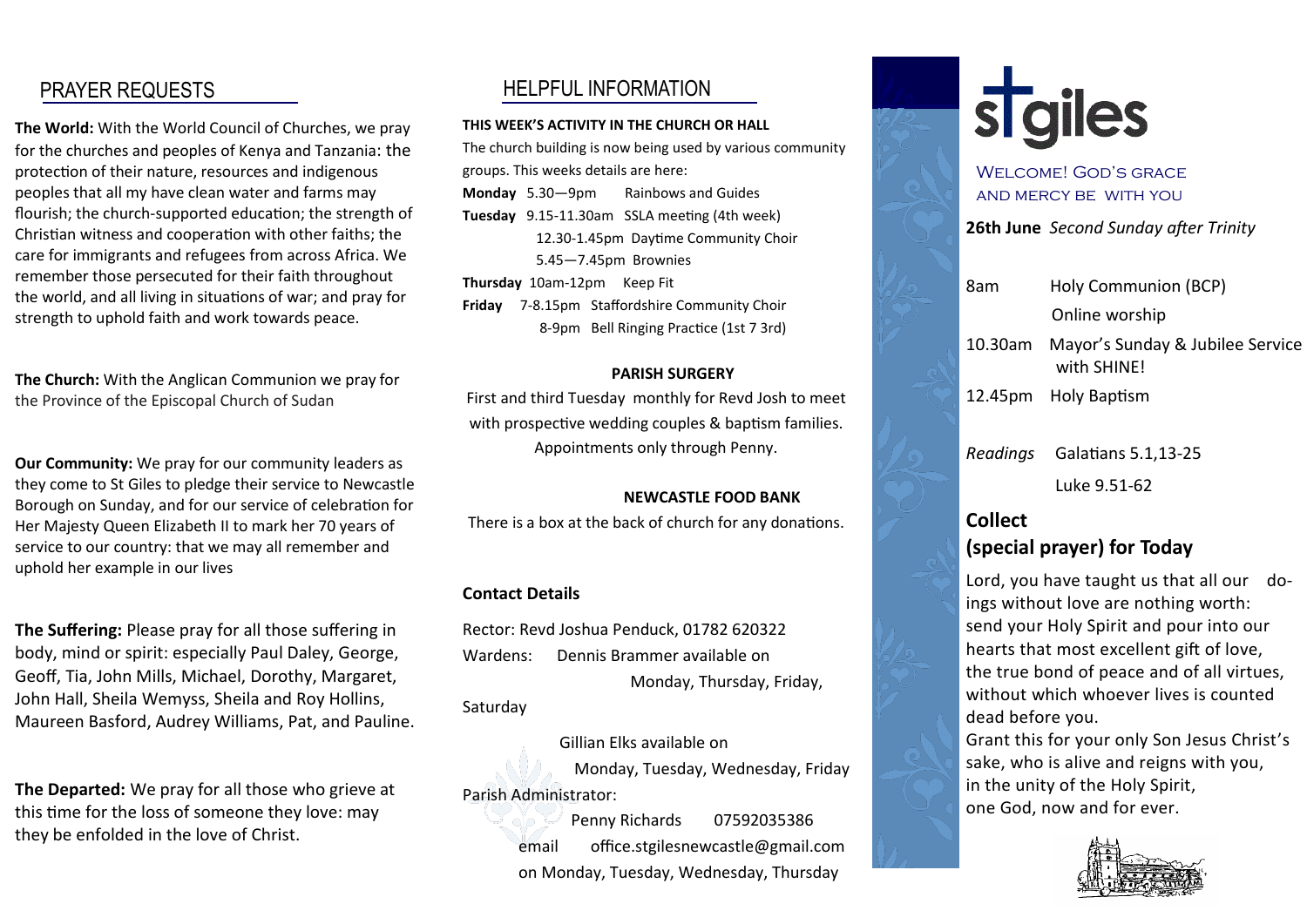## PRAYER REQUESTS

**The World:** With the World Council of Churches, we pray for the churches and peoples of Kenya and Tanzania: the protection of their nature, resources and indigenous peoples that all my have clean water and farms may flourish; the church-supported education; the strength of Christian witness and cooperation with other faiths; the care for immigrants and refugees from across Africa. We remember those persecuted for their faith throughout the world, and all living in situations of war; and pray for strength to uphold faith and work towards peace.

**The Church:** With the Anglican Communion we pray for the Province of the Episcopal Church of Sudan

**Our Community:** We pray for our community leaders as they come to St Giles to pledge their service to Newcastle Borough on Sunday, and for our service of celebration for Her Majesty Queen Elizabeth II to mark her 70 years of service to our country: that we may all remember and uphold her example in our lives

**The Suffering:** Please pray for all those suffering in body, mind or spirit: especially Paul Daley, George, Geoff, Tia, John Mills, Michael, Dorothy, Margaret, John Hall, Sheila Wemyss, Sheila and Roy Hollins, Maureen Basford, Audrey Williams, Pat, and Pauline.

**The Departed:** We pray for all those who grieve at this time for the loss of someone they love: may they be enfolded in the love of Christ.

## HELPFUL INFORMATION

**THIS WEEK'S ACTIVITY IN THE CHURCH OR HALL**

The church building is now being used by various community groups. This weeks details are here:

**Monday** 5.30—9pm Rainbows and Guides

**Tuesday** 9.15-11.30am SSLA meeting (4th week)
12.30-1.45pm Daytime Community Choir
5.45—7.45pm Brownies

**Thursday** 10am-12pm Keep Fit

**Friday** 7-8.15pm Staffordshire Community Choir
8-9pm Bell Ringing Practice (1st 7 3rd)

**PARISH SURGERY**

First and third Tuesday monthly for Revd Josh to meet with prospective wedding couples & baptism families. Appointments only through Penny.

**NEWCASTLE FOOD BANK**

There is a box at the back of church for any donations.

**Contact Details**

Rector: Revd Joshua Penduck, 01782 620322

Wardens: Dennis Brammer available on Monday, Thursday, Friday, Saturday

Gillian Elks available on Monday, Tuesday, Wednesday, Friday

Parish Administrator: Penny Richards 07592035386
email office.stgilesnewcastle@gmail.com
on Monday, Tuesday, Wednesday, Thursday

# st giles

WELCOME! GOD'S GRACE AND MERCY BE WITH YOU

**26th June** *Second Sunday after Trinity*

8am Holy Communion (BCP)
Online worship

10.30am Mayor's Sunday & Jubilee Service with SHINE!

12.45pm Holy Baptism

*Readings* Galatians 5.1,13-25
Luke 9.51-62

### Collect (special prayer) for Today

Lord, you have taught us that all our doings without love are nothing worth:
send your Holy Spirit and pour into our hearts that most excellent gift of love,
the true bond of peace and of all virtues,
without which whoever lives is counted dead before you.
Grant this for your only Son Jesus Christ's sake, who is alive and reigns with you,
in the unity of the Holy Spirit,
one God, now and for ever.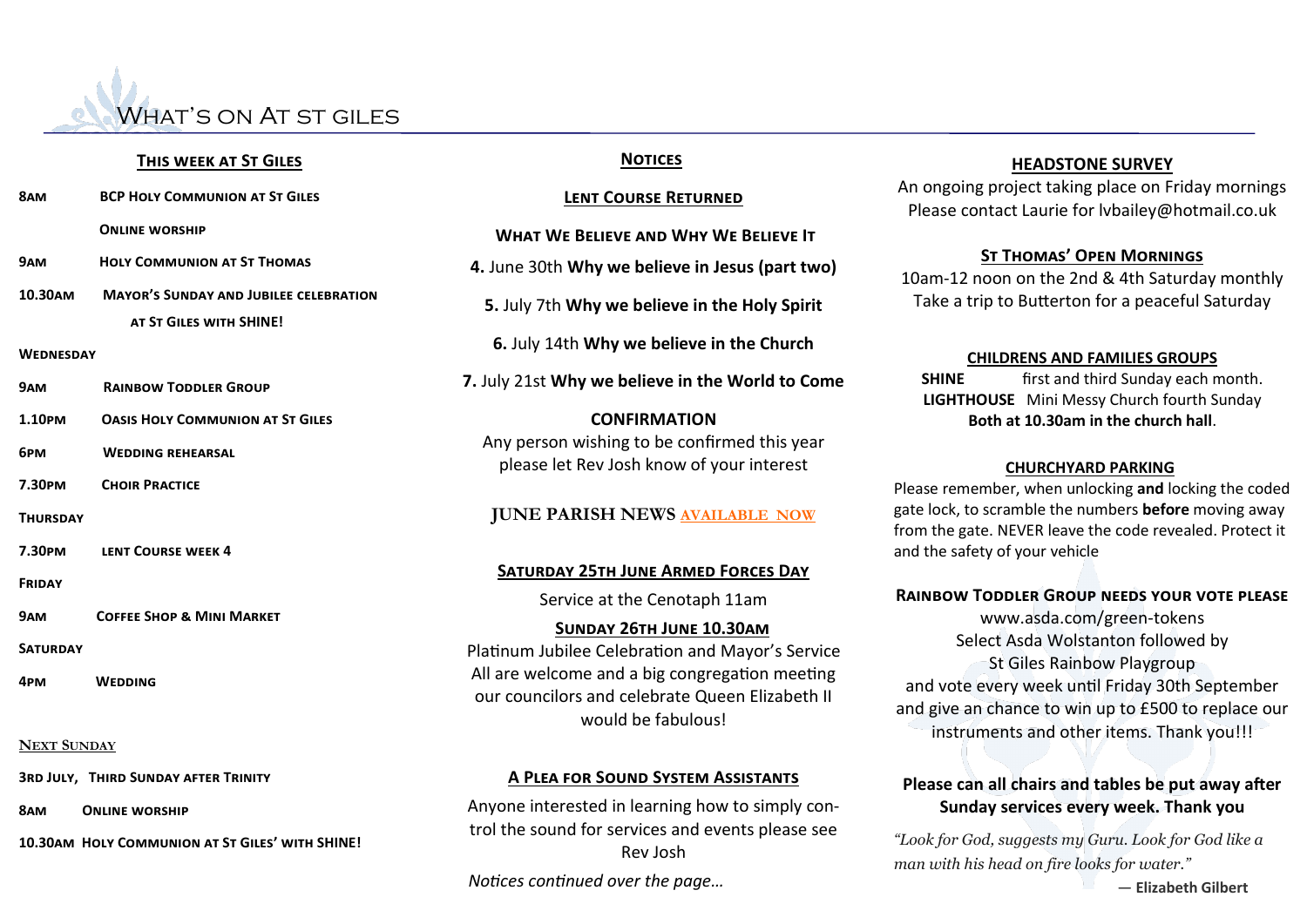# What's on At st giles

## This week at St Giles

**8am** BCP Holy Communion at St Giles

**Online worship**

**9am** Holy Communion at St Thomas

**10.30am** Mayor's Sunday and Jubilee celebration at St Giles with SHINE!

**Wednesday**

**9am** Rainbow Toddler Group

**1.10pm** Oasis Holy Communion at St Giles

**6pm** Wedding rehearsal

**7.30pm** Choir Practice

**Thursday**

**7.30pm** lent Course week 4

**Friday**

**9am** Coffee Shop & Mini Market

**Saturday**

**4pm** Wedding

**Next Sunday**

**3rd July, Third Sunday after Trinity**

**8am** Online worship

**10.30am** Holy Communion at St Giles' with SHINE!

## Notices

### Lent Course Returned

**What We Believe and Why We Believe It**

**4.** June 30th **Why we believe in Jesus (part two)**

**5.** July 7th **Why we believe in the Holy Spirit**

**6.** July 14th **Why we believe in the Church**

**7.** July 21st **Why we believe in the World to Come**

**CONFIRMATION**

Any person wishing to be confirmed this year please let Rev Josh know of your interest

**JUNE PARISH NEWS** **AVAILABLE NOW**

### Saturday 25th June Armed Forces Day

Service at the Cenotaph 11am

### Sunday 26th June 10.30am

Platinum Jubilee Celebration and Mayor's Service All are welcome and a big congregation meeting our councilors and celebrate Queen Elizabeth II would be fabulous!

### A Plea for Sound System Assistants

Anyone interested in learning how to simply control the sound for services and events please see Rev Josh

*Notices continued over the page…*

### HEADSTONE SURVEY

An ongoing project taking place on Friday mornings Please contact Laurie for lvbailey@hotmail.co.uk

### St Thomas' Open Mornings

10am-12 noon on the 2nd & 4th Saturday monthly Take a trip to Butterton for a peaceful Saturday

### CHILDRENS AND FAMILIES GROUPS

**SHINE** first and third Sunday each month.

**LIGHTHOUSE** Mini Messy Church fourth Sunday

**Both at 10.30am in the church hall**.

### CHURCHYARD PARKING

Please remember, when unlocking **and** locking the coded gate lock, to scramble the numbers **before** moving away from the gate. NEVER leave the code revealed. Protect it and the safety of your vehicle

### Rainbow Toddler Group needs your vote please

www.asda.com/green-tokens
Select Asda Wolstanton followed by
St Giles Rainbow Playgroup
and vote every week until Friday 30th September and give an chance to win up to £500 to replace our instruments and other items. Thank you!!!

**Please can all chairs and tables be put away after Sunday services every week. Thank you**

*"Look for God, suggests my Guru. Look for God like a man with his head on fire looks for water."*

— **Elizabeth Gilbert**